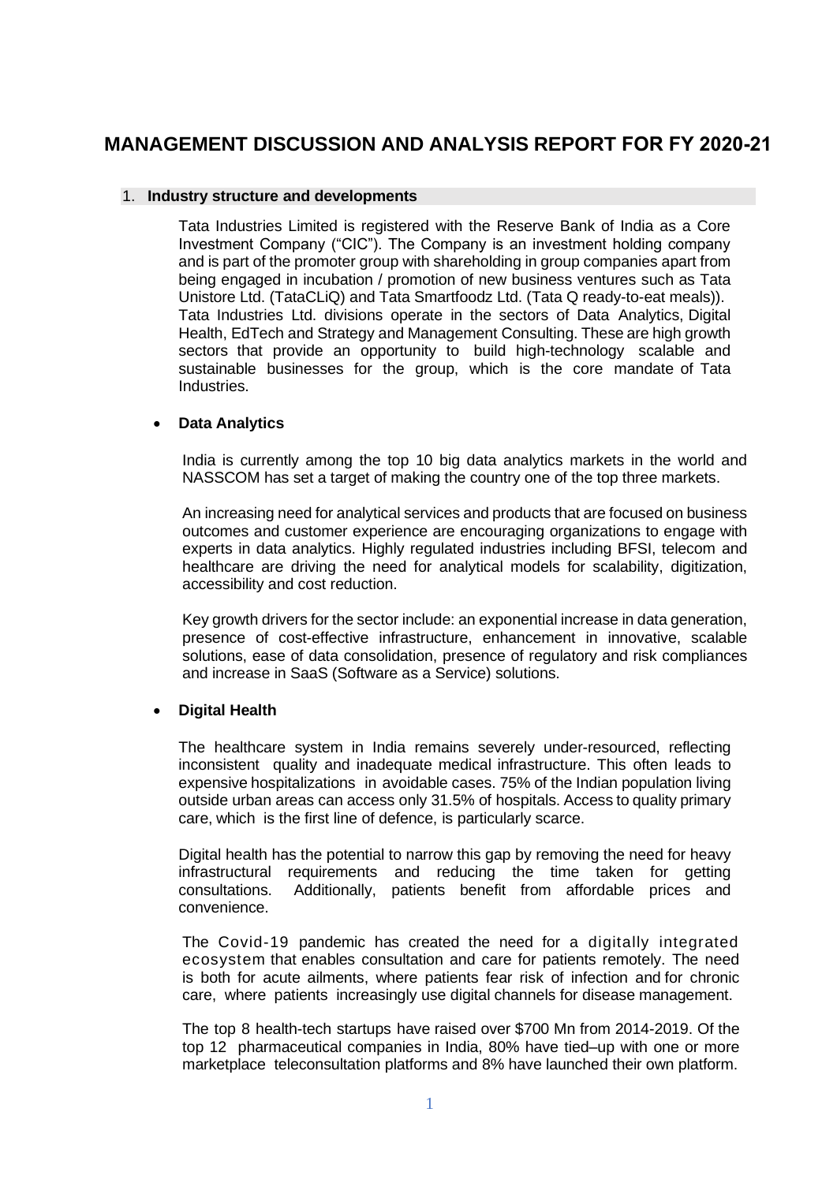# MANAGEMENT DISCUSSION AND ANALYSIS REPORT FOR FY 2020-21

## 1. Industry structure and developments

Tata Industries Limited is registered with the Reserve Bank of India as a Core Investment Company ("CIC"). The Company is an investment holding company and is part of the promoter group with shareholding in group companies apart from being engaged in incubation / promotion of new business ventures such as Tata Unistore Ltd. (TataCLiQ) and Tata Smartfoodz Ltd. (Tata Q ready-to-eat meals)). Tata Industries Ltd. divisions operate in the sectors of Data Analytics, Digital Health, EdTech and Strategy and Management Consulting. These are high growth sectors that provide an opportunity to build high-technology scalable and sustainable businesses for the group, which is the core mandate of Tata Industries.

- **Data Analytics**

India is currently among the top 10 big data analytics markets in the world and NASSCOM has set a target of making the country one of the top three markets.

An increasing need for analytical services and products that are focused on business outcomes and customer experience are encouraging organizations to engage with experts in data analytics. Highly regulated industries including BFSI, telecom and healthcare are driving the need for analytical models for scalability, digitization, accessibility and cost reduction.

Key growth drivers for the sector include: an exponential increase in data generation, presence of cost-effective infrastructure, enhancement in innovative, scalable solutions, ease of data consolidation, presence of regulatory and risk compliances and increase in SaaS (Software as a Service) solutions.

- **Digital Health**

The healthcare system in India remains severely under-resourced, reflecting inconsistent quality and inadequate medical infrastructure. This often leads to expensive hospitalizations in avoidable cases. 75% of the Indian population living outside urban areas can access only 31.5% of hospitals. Access to quality primary care, which is the first line of defence, is particularly scarce.

Digital health has the potential to narrow this gap by removing the need for heavy infrastructural requirements and reducing the time taken for getting consultations. Additionally, patients benefit from affordable prices and convenience.

The Covid-19 pandemic has created the need for a digitally integrated ecosystem that enables consultation and care for patients remotely. The need is both for acute ailments, where patients fear risk of infection and for chronic care, where patients increasingly use digital channels for disease management.

The top 8 health-tech startups have raised over $700 Mn from 2014-2019. Of the top 12 pharmaceutical companies in India, 80% have tied–up with one or more marketplace teleconsultation platforms and 8% have launched their own platform.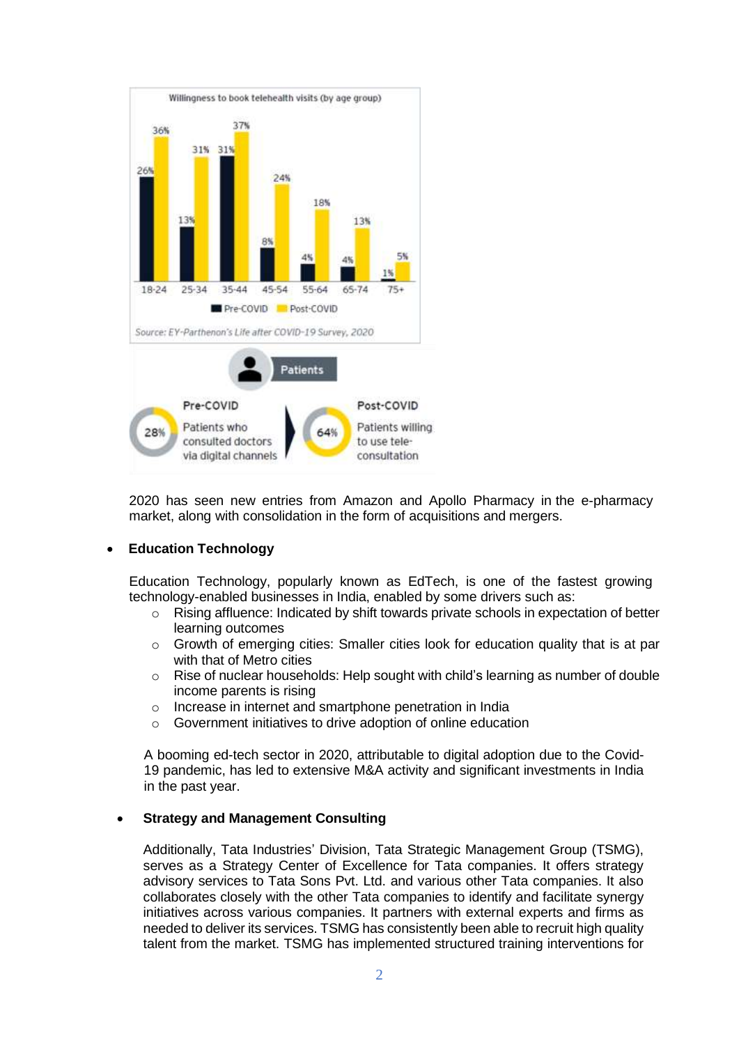Willingness to book telehealth visits (by age group)

| Age group | Pre-COVID | Post-COVID |
|---|---|---|
| 18-24 | 26% | 36% |
| 25-34 | 13% | 31% |
| 35-44 | 31% | 37% |
| 45-54 | 8% | 24% |
| 55-64 | 4% | 18% |
| 65-74 | 4% | 13% |
| 75+ | 1% | 5% |

*Source: EY-Parthenon's Life after COVID-19 Survey, 2020*

**Patients**

| Pre-COVID | Post-COVID |
|---|---|
| 28% Patients who consulted doctors via digital channels | 64% Patients willing to use tele-consultation |

2020 has seen new entries from Amazon and Apollo Pharmacy in the e-pharmacy market, along with consolidation in the form of acquisitions and mergers.

- **Education Technology**

  Education Technology, popularly known as EdTech, is one of the fastest growing technology-enabled businesses in India, enabled by some drivers such as:
  - Rising affluence: Indicated by shift towards private schools in expectation of better learning outcomes
  - Growth of emerging cities: Smaller cities look for education quality that is at par with that of Metro cities
  - Rise of nuclear households: Help sought with child's learning as number of double income parents is rising
  - Increase in internet and smartphone penetration in India
  - Government initiatives to drive adoption of online education

  A booming ed-tech sector in 2020, attributable to digital adoption due to the Covid-19 pandemic, has led to extensive M&A activity and significant investments in India in the past year.

- **Strategy and Management Consulting**

  Additionally, Tata Industries' Division, Tata Strategic Management Group (TSMG), serves as a Strategy Center of Excellence for Tata companies. It offers strategy advisory services to Tata Sons Pvt. Ltd. and various other Tata companies. It also collaborates closely with the other Tata companies to identify and facilitate synergy initiatives across various companies. It partners with external experts and firms as needed to deliver its services. TSMG has consistently been able to recruit high quality talent from the market. TSMG has implemented structured training interventions for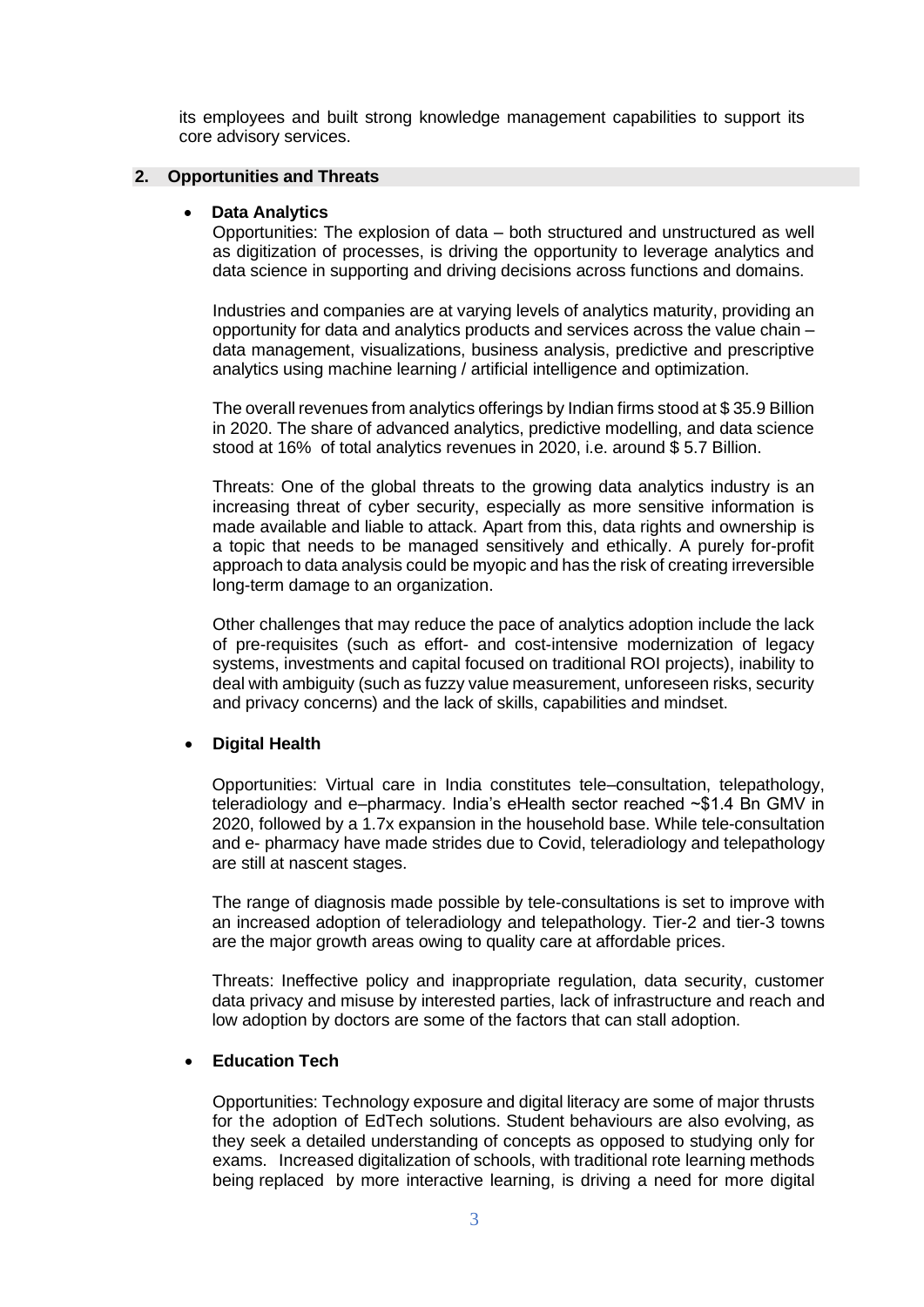its employees and built strong knowledge management capabilities to support its core advisory services.

## 2. Opportunities and Threats

- **Data Analytics**

  Opportunities: The explosion of data – both structured and unstructured as well as digitization of processes, is driving the opportunity to leverage analytics and data science in supporting and driving decisions across functions and domains.

  Industries and companies are at varying levels of analytics maturity, providing an opportunity for data and analytics products and services across the value chain – data management, visualizations, business analysis, predictive and prescriptive analytics using machine learning / artificial intelligence and optimization.

  The overall revenues from analytics offerings by Indian firms stood at $ 35.9 Billion in 2020. The share of advanced analytics, predictive modelling, and data science stood at 16% of total analytics revenues in 2020, i.e. around $ 5.7 Billion.

  Threats: One of the global threats to the growing data analytics industry is an increasing threat of cyber security, especially as more sensitive information is made available and liable to attack. Apart from this, data rights and ownership is a topic that needs to be managed sensitively and ethically. A purely for-profit approach to data analysis could be myopic and has the risk of creating irreversible long-term damage to an organization.

  Other challenges that may reduce the pace of analytics adoption include the lack of pre-requisites (such as effort- and cost-intensive modernization of legacy systems, investments and capital focused on traditional ROI projects), inability to deal with ambiguity (such as fuzzy value measurement, unforeseen risks, security and privacy concerns) and the lack of skills, capabilities and mindset.

- **Digital Health**

  Opportunities: Virtual care in India constitutes tele–consultation, telepathology, teleradiology and e–pharmacy. India's eHealth sector reached ~$1.4 Bn GMV in 2020, followed by a 1.7x expansion in the household base. While tele-consultation and e- pharmacy have made strides due to Covid, teleradiology and telepathology are still at nascent stages.

  The range of diagnosis made possible by tele-consultations is set to improve with an increased adoption of teleradiology and telepathology. Tier-2 and tier-3 towns are the major growth areas owing to quality care at affordable prices.

  Threats: Ineffective policy and inappropriate regulation, data security, customer data privacy and misuse by interested parties, lack of infrastructure and reach and low adoption by doctors are some of the factors that can stall adoption.

- **Education Tech**

  Opportunities: Technology exposure and digital literacy are some of major thrusts for the adoption of EdTech solutions. Student behaviours are also evolving, as they seek a detailed understanding of concepts as opposed to studying only for exams. Increased digitalization of schools, with traditional rote learning methods being replaced by more interactive learning, is driving a need for more digital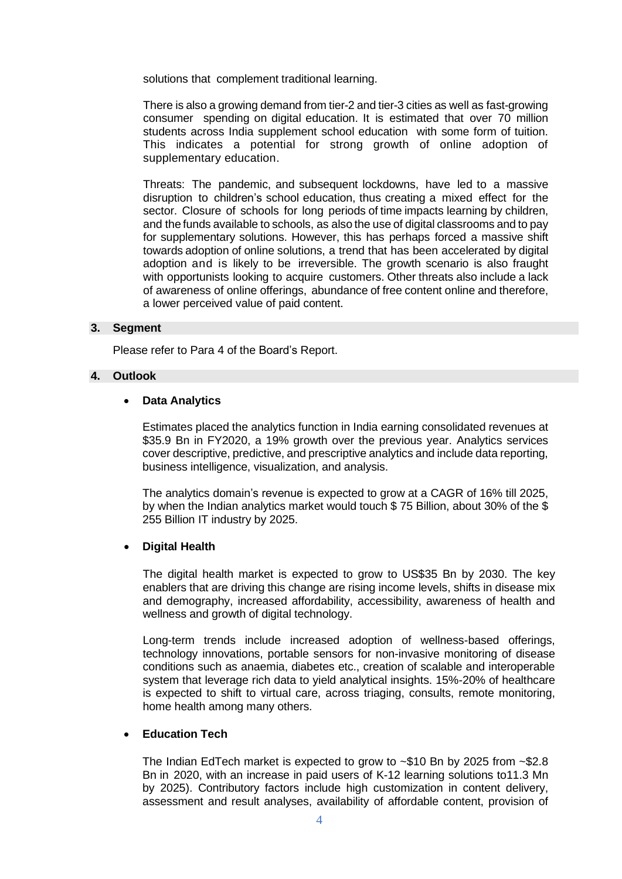solutions that complement traditional learning.

There is also a growing demand from tier-2 and tier-3 cities as well as fast-growing consumer spending on digital education. It is estimated that over 70 million students across India supplement school education with some form of tuition. This indicates a potential for strong growth of online adoption of supplementary education.

Threats: The pandemic, and subsequent lockdowns, have led to a massive disruption to children's school education, thus creating a mixed effect for the sector. Closure of schools for long periods of time impacts learning by children, and the funds available to schools, as also the use of digital classrooms and to pay for supplementary solutions. However, this has perhaps forced a massive shift towards adoption of online solutions, a trend that has been accelerated by digital adoption and is likely to be irreversible. The growth scenario is also fraught with opportunists looking to acquire customers. Other threats also include a lack of awareness of online offerings, abundance of free content online and therefore, a lower perceived value of paid content.

## 3. Segment

Please refer to Para 4 of the Board's Report.

## 4. Outlook

- **Data Analytics**

  Estimates placed the analytics function in India earning consolidated revenues at $35.9 Bn in FY2020, a 19% growth over the previous year. Analytics services cover descriptive, predictive, and prescriptive analytics and include data reporting, business intelligence, visualization, and analysis.

  The analytics domain's revenue is expected to grow at a CAGR of 16% till 2025, by when the Indian analytics market would touch $ 75 Billion, about 30% of the $ 255 Billion IT industry by 2025.

- **Digital Health**

  The digital health market is expected to grow to US$35 Bn by 2030. The key enablers that are driving this change are rising income levels, shifts in disease mix and demography, increased affordability, accessibility, awareness of health and wellness and growth of digital technology.

  Long-term trends include increased adoption of wellness-based offerings, technology innovations, portable sensors for non-invasive monitoring of disease conditions such as anaemia, diabetes etc., creation of scalable and interoperable system that leverage rich data to yield analytical insights. 15%-20% of healthcare is expected to shift to virtual care, across triaging, consults, remote monitoring, home health among many others.

- **Education Tech**

  The Indian EdTech market is expected to grow to ~$10 Bn by 2025 from ~$2.8 Bn in 2020, with an increase in paid users of K-12 learning solutions to11.3 Mn by 2025). Contributory factors include high customization in content delivery, assessment and result analyses, availability of affordable content, provision of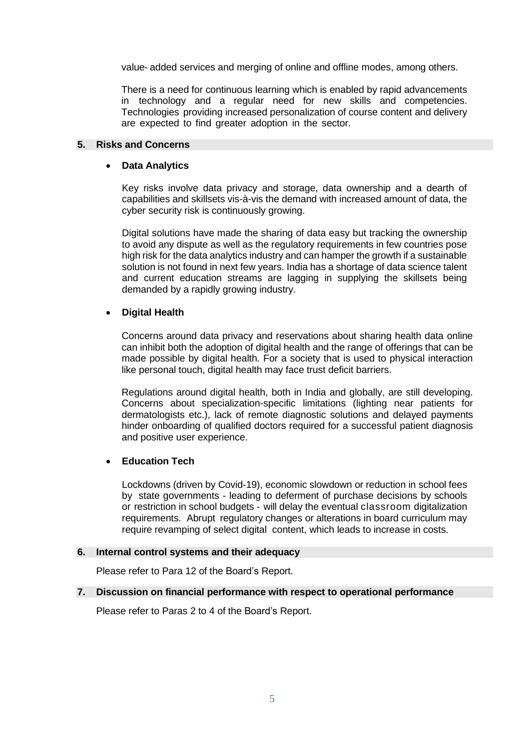value- added services and merging of online and offline modes, among others.

There is a need for continuous learning which is enabled by rapid advancements in technology and a regular need for new skills and competencies. Technologies providing increased personalization of course content and delivery are expected to find greater adoption in the sector.

## 5. Risks and Concerns

- **Data Analytics**

  Key risks involve data privacy and storage, data ownership and a dearth of capabilities and skillsets vis-à-vis the demand with increased amount of data, the cyber security risk is continuously growing.

  Digital solutions have made the sharing of data easy but tracking the ownership to avoid any dispute as well as the regulatory requirements in few countries pose high risk for the data analytics industry and can hamper the growth if a sustainable solution is not found in next few years. India has a shortage of data science talent and current education streams are lagging in supplying the skillsets being demanded by a rapidly growing industry.

- **Digital Health**

  Concerns around data privacy and reservations about sharing health data online can inhibit both the adoption of digital health and the range of offerings that can be made possible by digital health. For a society that is used to physical interaction like personal touch, digital health may face trust deficit barriers.

  Regulations around digital health, both in India and globally, are still developing. Concerns about specialization-specific limitations (lighting near patients for dermatologists etc.), lack of remote diagnostic solutions and delayed payments hinder onboarding of qualified doctors required for a successful patient diagnosis and positive user experience.

- **Education Tech**

  Lockdowns (driven by Covid-19), economic slowdown or reduction in school fees by state governments - leading to deferment of purchase decisions by schools or restriction in school budgets - will delay the eventual classroom digitalization requirements. Abrupt regulatory changes or alterations in board curriculum may require revamping of select digital content, which leads to increase in costs.

## 6. Internal control systems and their adequacy

Please refer to Para 12 of the Board's Report.

## 7. Discussion on financial performance with respect to operational performance

Please refer to Paras 2 to 4 of the Board's Report.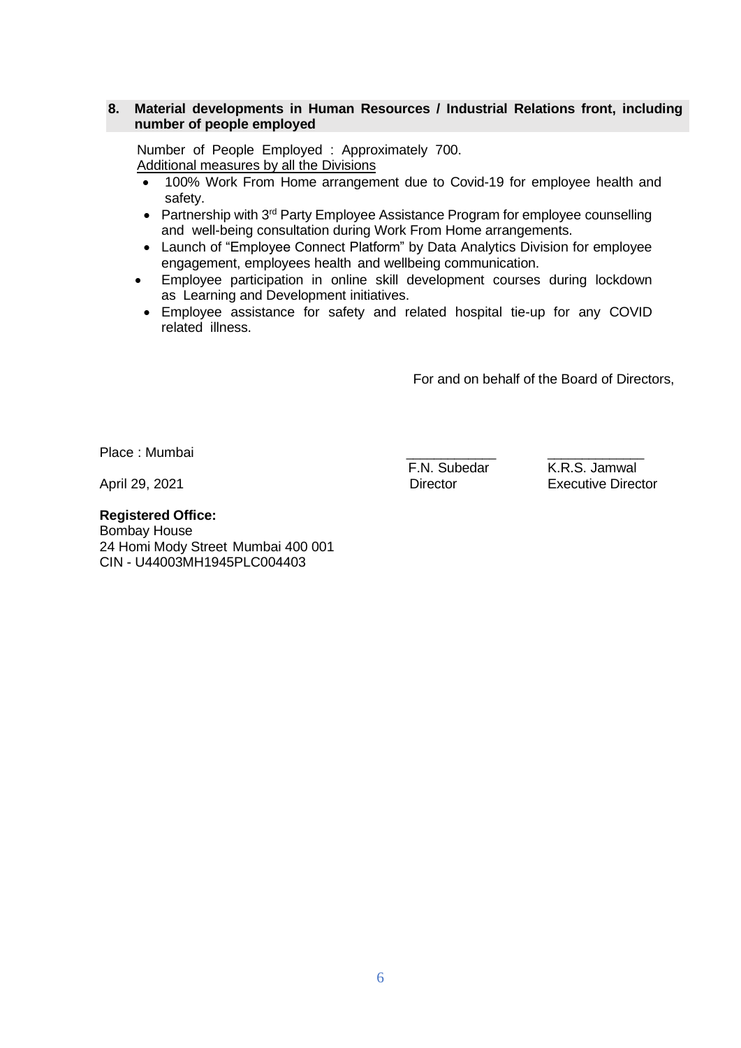## 8. Material developments in Human Resources / Industrial Relations front, including number of people employed

Number of People Employed : Approximately 700.

Additional measures by all the Divisions

- 100% Work From Home arrangement due to Covid-19 for employee health and safety.
- Partnership with 3rd Party Employee Assistance Program for employee counselling and well-being consultation during Work From Home arrangements.
- Launch of "Employee Connect Platform" by Data Analytics Division for employee engagement, employees health and wellbeing communication.
- Employee participation in online skill development courses during lockdown as Learning and Development initiatives.
- Employee assistance for safety and related hospital tie-up for any COVID related illness.

For and on behalf of the Board of Directors,

Place : Mumbai

April 29, 2021

F.N. Subedar
Director

K.R.S. Jamwal
Executive Director

**Registered Office:**
Bombay House
24 Homi Mody Street Mumbai 400 001
CIN - U44003MH1945PLC004403